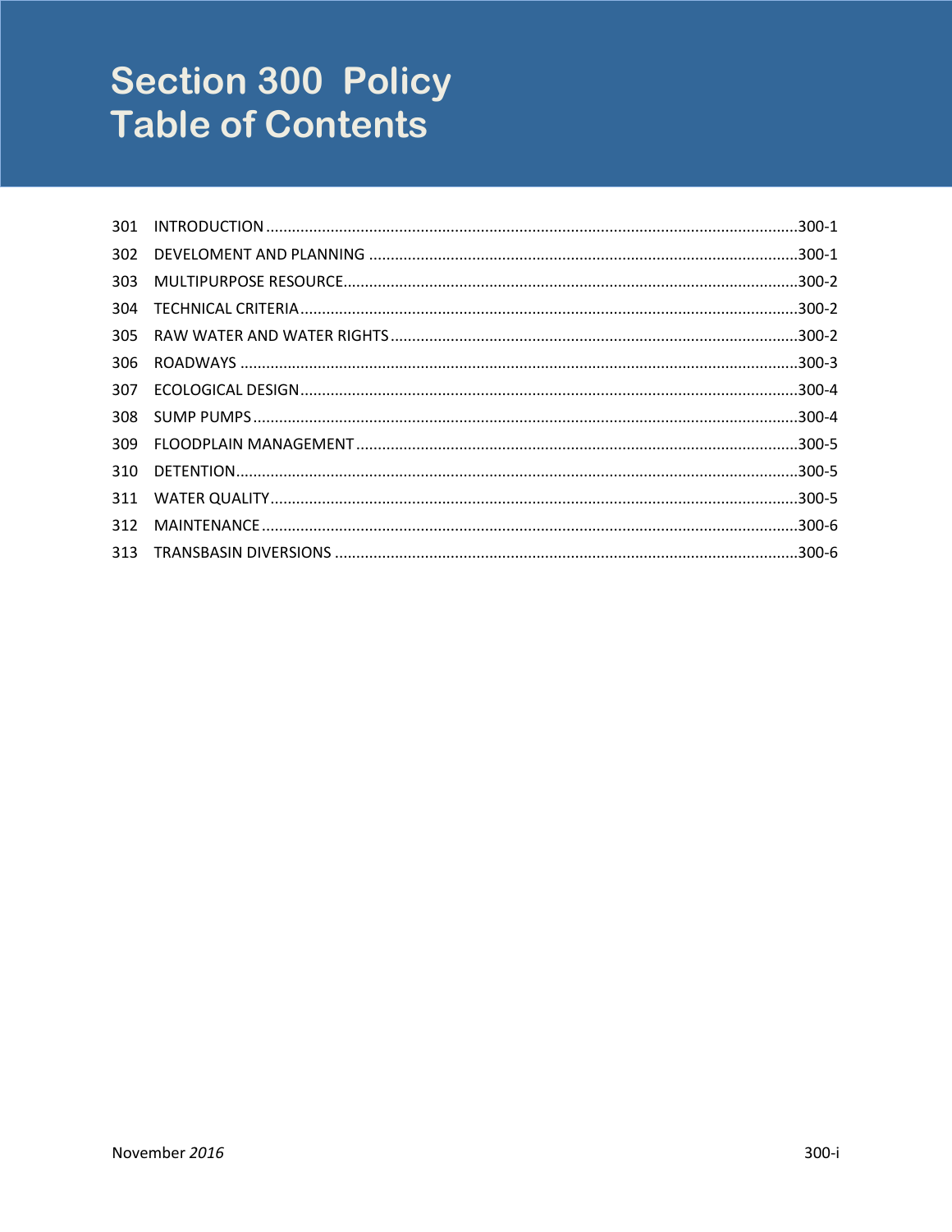# Section 300 Policy
# Table of Contents

| | | |
|---|---|---|
| 301 | INTRODUCTION | 300-1 |
| 302 | DEVELOMENT AND PLANNING | 300-1 |
| 303 | MULTIPURPOSE RESOURCE | 300-2 |
| 304 | TECHNICAL CRITERIA | 300-2 |
| 305 | RAW WATER AND WATER RIGHTS | 300-2 |
| 306 | ROADWAYS | 300-3 |
| 307 | ECOLOGICAL DESIGN | 300-4 |
| 308 | SUMP PUMPS | 300-4 |
| 309 | FLOODPLAIN MANAGEMENT | 300-5 |
| 310 | DETENTION | 300-5 |
| 311 | WATER QUALITY | 300-5 |
| 312 | MAINTENANCE | 300-6 |
| 313 | TRANSBASIN DIVERSIONS | 300-6 |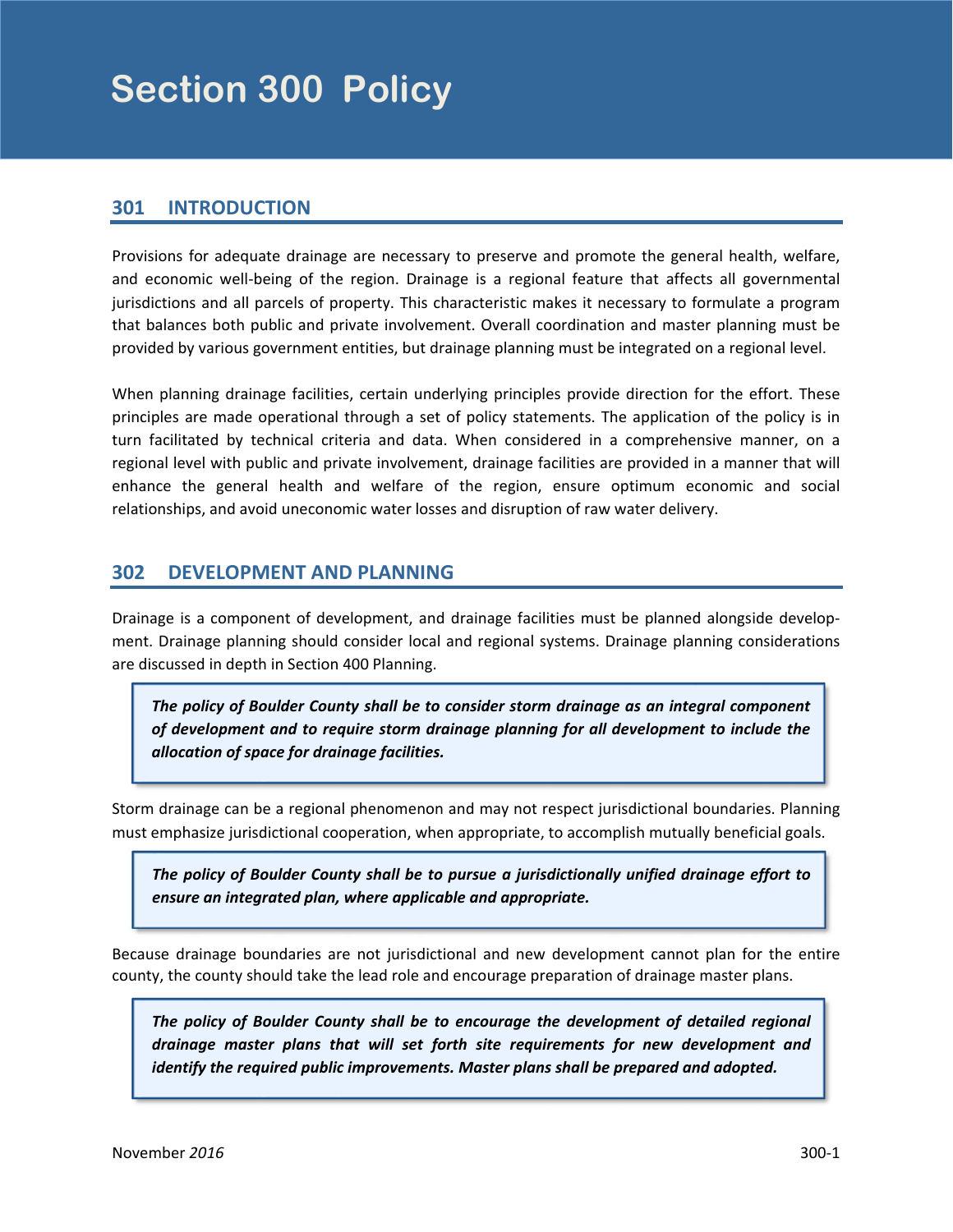# Section 300 Policy

## 301 INTRODUCTION

Provisions for adequate drainage are necessary to preserve and promote the general health, welfare, and economic well-being of the region. Drainage is a regional feature that affects all governmental jurisdictions and all parcels of property. This characteristic makes it necessary to formulate a program that balances both public and private involvement. Overall coordination and master planning must be provided by various government entities, but drainage planning must be integrated on a regional level.

When planning drainage facilities, certain underlying principles provide direction for the effort. These principles are made operational through a set of policy statements. The application of the policy is in turn facilitated by technical criteria and data. When considered in a comprehensive manner, on a regional level with public and private involvement, drainage facilities are provided in a manner that will enhance the general health and welfare of the region, ensure optimum economic and social relationships, and avoid uneconomic water losses and disruption of raw water delivery.

## 302 DEVELOPMENT AND PLANNING

Drainage is a component of development, and drainage facilities must be planned alongside development. Drainage planning should consider local and regional systems. Drainage planning considerations are discussed in depth in Section 400 Planning.

> ***The policy of Boulder County shall be to consider storm drainage as an integral component of development and to require storm drainage planning for all development to include the allocation of space for drainage facilities.***

Storm drainage can be a regional phenomenon and may not respect jurisdictional boundaries. Planning must emphasize jurisdictional cooperation, when appropriate, to accomplish mutually beneficial goals.

> ***The policy of Boulder County shall be to pursue a jurisdictionally unified drainage effort to ensure an integrated plan, where applicable and appropriate.***

Because drainage boundaries are not jurisdictional and new development cannot plan for the entire county, the county should take the lead role and encourage preparation of drainage master plans.

> ***The policy of Boulder County shall be to encourage the development of detailed regional drainage master plans that will set forth site requirements for new development and identify the required public improvements. Master plans shall be prepared and adopted.***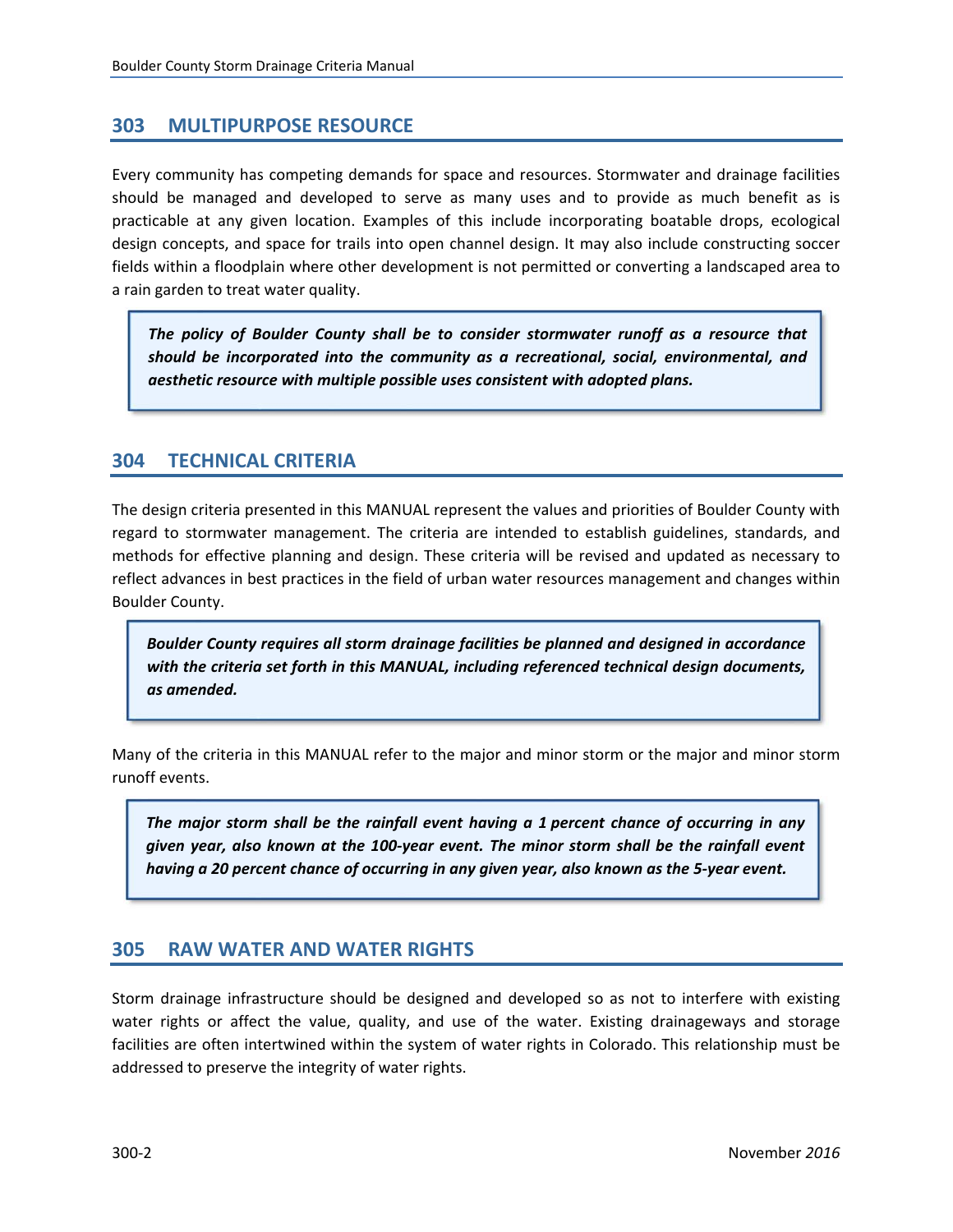## 303 MULTIPURPOSE RESOURCE

Every community has competing demands for space and resources. Stormwater and drainage facilities should be managed and developed to serve as many uses and to provide as much benefit as is practicable at any given location. Examples of this include incorporating boatable drops, ecological design concepts, and space for trails into open channel design. It may also include constructing soccer fields within a floodplain where other development is not permitted or converting a landscaped area to a rain garden to treat water quality.

> ***The policy of Boulder County shall be to consider stormwater runoff as a resource that should be incorporated into the community as a recreational, social, environmental, and aesthetic resource with multiple possible uses consistent with adopted plans.***

## 304 TECHNICAL CRITERIA

The design criteria presented in this MANUAL represent the values and priorities of Boulder County with regard to stormwater management. The criteria are intended to establish guidelines, standards, and methods for effective planning and design. These criteria will be revised and updated as necessary to reflect advances in best practices in the field of urban water resources management and changes within Boulder County.

> ***Boulder County requires all storm drainage facilities be planned and designed in accordance with the criteria set forth in this MANUAL, including referenced technical design documents, as amended.***

Many of the criteria in this MANUAL refer to the major and minor storm or the major and minor storm runoff events.

> ***The major storm shall be the rainfall event having a 1 percent chance of occurring in any given year, also known at the 100-year event. The minor storm shall be the rainfall event having a 20 percent chance of occurring in any given year, also known as the 5-year event.***

## 305 RAW WATER AND WATER RIGHTS

Storm drainage infrastructure should be designed and developed so as not to interfere with existing water rights or affect the value, quality, and use of the water. Existing drainageways and storage facilities are often intertwined within the system of water rights in Colorado. This relationship must be addressed to preserve the integrity of water rights.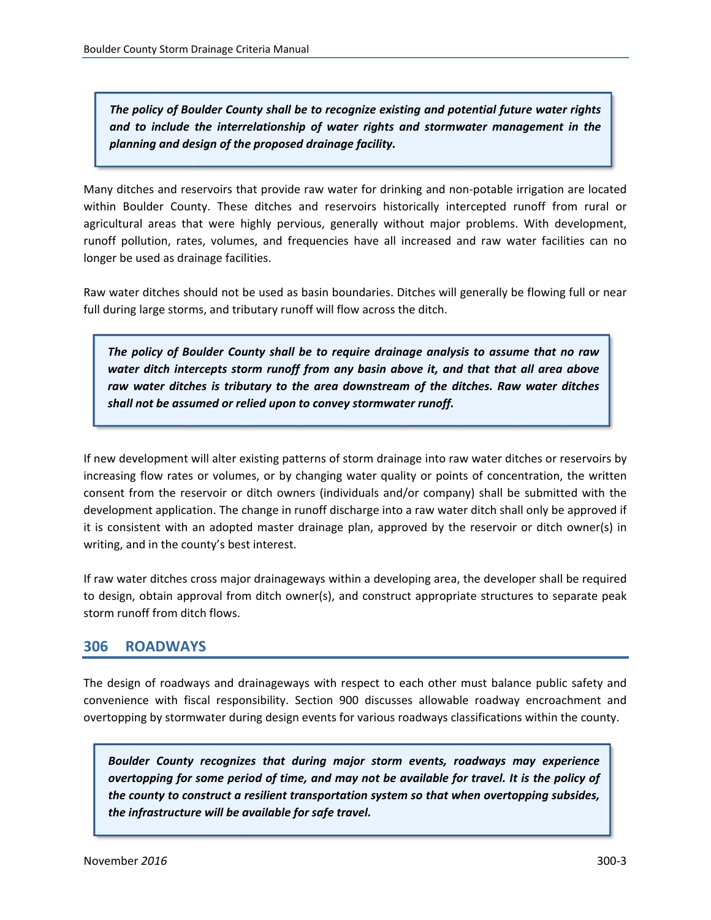***The policy of Boulder County shall be to recognize existing and potential future water rights and to include the interrelationship of water rights and stormwater management in the planning and design of the proposed drainage facility.***

Many ditches and reservoirs that provide raw water for drinking and non-potable irrigation are located within Boulder County. These ditches and reservoirs historically intercepted runoff from rural or agricultural areas that were highly pervious, generally without major problems. With development, runoff pollution, rates, volumes, and frequencies have all increased and raw water facilities can no longer be used as drainage facilities.

Raw water ditches should not be used as basin boundaries. Ditches will generally be flowing full or near full during large storms, and tributary runoff will flow across the ditch.

***The policy of Boulder County shall be to require drainage analysis to assume that no raw water ditch intercepts storm runoff from any basin above it, and that that all area above raw water ditches is tributary to the area downstream of the ditches. Raw water ditches shall not be assumed or relied upon to convey stormwater runoff.***

If new development will alter existing patterns of storm drainage into raw water ditches or reservoirs by increasing flow rates or volumes, or by changing water quality or points of concentration, the written consent from the reservoir or ditch owners (individuals and/or company) shall be submitted with the development application. The change in runoff discharge into a raw water ditch shall only be approved if it is consistent with an adopted master drainage plan, approved by the reservoir or ditch owner(s) in writing, and in the county's best interest.

If raw water ditches cross major drainageways within a developing area, the developer shall be required to design, obtain approval from ditch owner(s), and construct appropriate structures to separate peak storm runoff from ditch flows.

## 306 ROADWAYS

The design of roadways and drainageways with respect to each other must balance public safety and convenience with fiscal responsibility. Section 900 discusses allowable roadway encroachment and overtopping by stormwater during design events for various roadways classifications within the county.

***Boulder County recognizes that during major storm events, roadways may experience overtopping for some period of time, and may not be available for travel. It is the policy of the county to construct a resilient transportation system so that when overtopping subsides, the infrastructure will be available for safe travel.***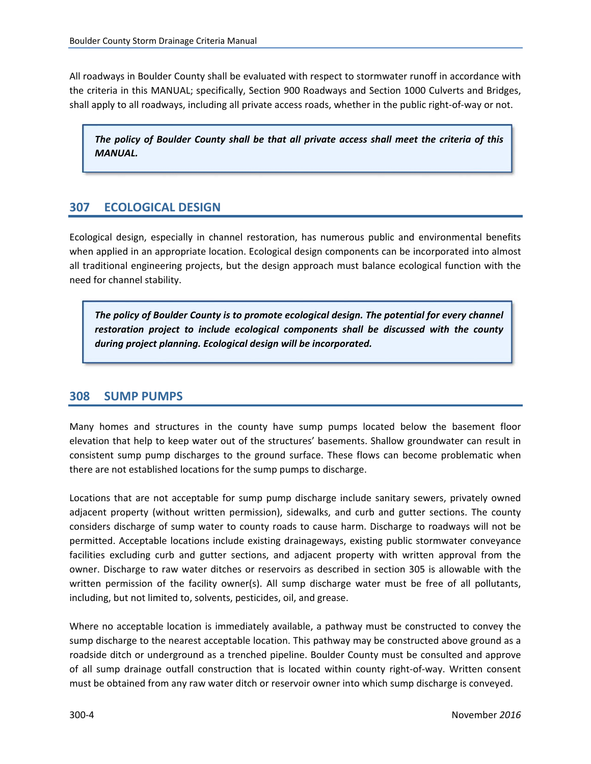All roadways in Boulder County shall be evaluated with respect to stormwater runoff in accordance with the criteria in this MANUAL; specifically, Section 900 Roadways and Section 1000 Culverts and Bridges, shall apply to all roadways, including all private access roads, whether in the public right-of-way or not.

> ***The policy of Boulder County shall be that all private access shall meet the criteria of this MANUAL.***

## 307 ECOLOGICAL DESIGN

Ecological design, especially in channel restoration, has numerous public and environmental benefits when applied in an appropriate location. Ecological design components can be incorporated into almost all traditional engineering projects, but the design approach must balance ecological function with the need for channel stability.

> ***The policy of Boulder County is to promote ecological design. The potential for every channel restoration project to include ecological components shall be discussed with the county during project planning. Ecological design will be incorporated.***

## 308 SUMP PUMPS

Many homes and structures in the county have sump pumps located below the basement floor elevation that help to keep water out of the structures' basements. Shallow groundwater can result in consistent sump pump discharges to the ground surface. These flows can become problematic when there are not established locations for the sump pumps to discharge.

Locations that are not acceptable for sump pump discharge include sanitary sewers, privately owned adjacent property (without written permission), sidewalks, and curb and gutter sections. The county considers discharge of sump water to county roads to cause harm. Discharge to roadways will not be permitted. Acceptable locations include existing drainageways, existing public stormwater conveyance facilities excluding curb and gutter sections, and adjacent property with written approval from the owner. Discharge to raw water ditches or reservoirs as described in section 305 is allowable with the written permission of the facility owner(s). All sump discharge water must be free of all pollutants, including, but not limited to, solvents, pesticides, oil, and grease.

Where no acceptable location is immediately available, a pathway must be constructed to convey the sump discharge to the nearest acceptable location. This pathway may be constructed above ground as a roadside ditch or underground as a trenched pipeline. Boulder County must be consulted and approve of all sump drainage outfall construction that is located within county right-of-way. Written consent must be obtained from any raw water ditch or reservoir owner into which sump discharge is conveyed.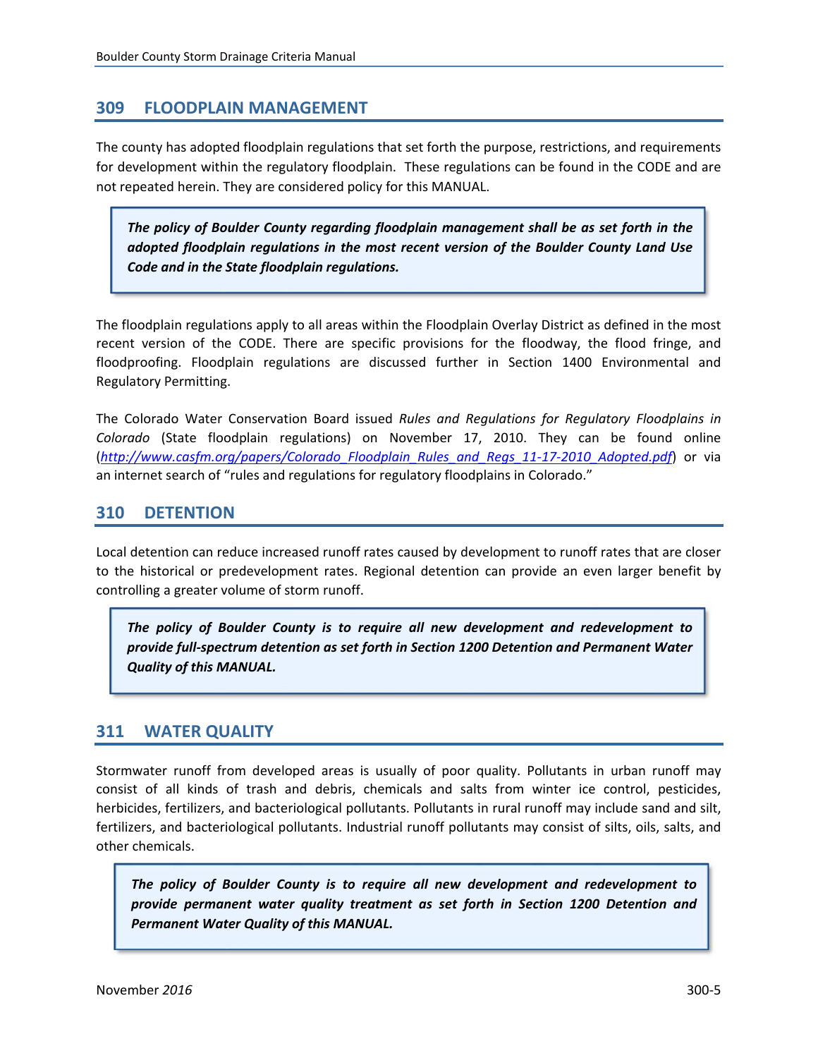## 309 FLOODPLAIN MANAGEMENT

The county has adopted floodplain regulations that set forth the purpose, restrictions, and requirements for development within the regulatory floodplain. These regulations can be found in the CODE and are not repeated herein. They are considered policy for this MANUAL.

> ***The policy of Boulder County regarding floodplain management shall be as set forth in the adopted floodplain regulations in the most recent version of the Boulder County Land Use Code and in the State floodplain regulations.***

The floodplain regulations apply to all areas within the Floodplain Overlay District as defined in the most recent version of the CODE. There are specific provisions for the floodway, the flood fringe, and floodproofing. Floodplain regulations are discussed further in Section 1400 Environmental and Regulatory Permitting.

The Colorado Water Conservation Board issued *Rules and Regulations for Regulatory Floodplains in Colorado* (State floodplain regulations) on November 17, 2010. They can be found online (*http://www.casfm.org/papers/Colorado_Floodplain_Rules_and_Regs_11-17-2010_Adopted.pdf*) or via an internet search of "rules and regulations for regulatory floodplains in Colorado."

## 310 DETENTION

Local detention can reduce increased runoff rates caused by development to runoff rates that are closer to the historical or predevelopment rates. Regional detention can provide an even larger benefit by controlling a greater volume of storm runoff.

> ***The policy of Boulder County is to require all new development and redevelopment to provide full-spectrum detention as set forth in Section 1200 Detention and Permanent Water Quality of this MANUAL.***

## 311 WATER QUALITY

Stormwater runoff from developed areas is usually of poor quality. Pollutants in urban runoff may consist of all kinds of trash and debris, chemicals and salts from winter ice control, pesticides, herbicides, fertilizers, and bacteriological pollutants. Pollutants in rural runoff may include sand and silt, fertilizers, and bacteriological pollutants. Industrial runoff pollutants may consist of silts, oils, salts, and other chemicals.

> ***The policy of Boulder County is to require all new development and redevelopment to provide permanent water quality treatment as set forth in Section 1200 Detention and Permanent Water Quality of this MANUAL.***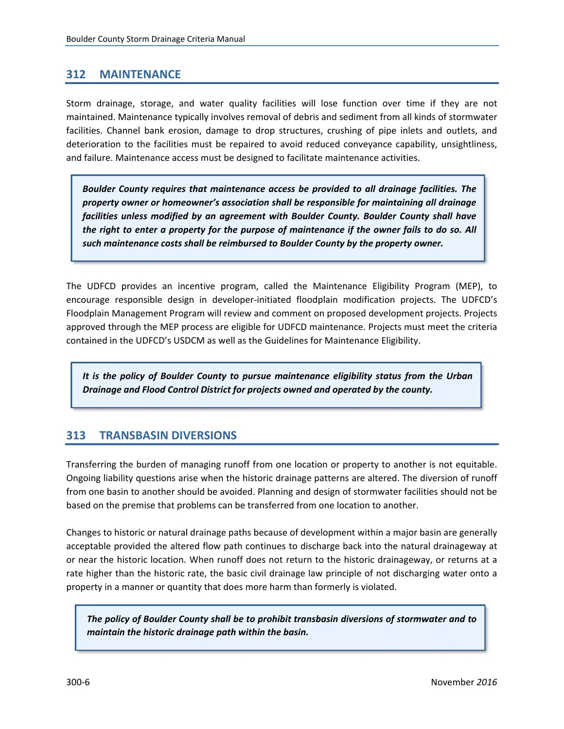## 312 MAINTENANCE

Storm drainage, storage, and water quality facilities will lose function over time if they are not maintained. Maintenance typically involves removal of debris and sediment from all kinds of stormwater facilities. Channel bank erosion, damage to drop structures, crushing of pipe inlets and outlets, and deterioration to the facilities must be repaired to avoid reduced conveyance capability, unsightliness, and failure. Maintenance access must be designed to facilitate maintenance activities.

> ***Boulder County requires that maintenance access be provided to all drainage facilities. The property owner or homeowner's association shall be responsible for maintaining all drainage facilities unless modified by an agreement with Boulder County. Boulder County shall have the right to enter a property for the purpose of maintenance if the owner fails to do so. All such maintenance costs shall be reimbursed to Boulder County by the property owner.***

The UDFCD provides an incentive program, called the Maintenance Eligibility Program (MEP), to encourage responsible design in developer-initiated floodplain modification projects. The UDFCD's Floodplain Management Program will review and comment on proposed development projects. Projects approved through the MEP process are eligible for UDFCD maintenance. Projects must meet the criteria contained in the UDFCD's USDCM as well as the Guidelines for Maintenance Eligibility.

> ***It is the policy of Boulder County to pursue maintenance eligibility status from the Urban Drainage and Flood Control District for projects owned and operated by the county.***

## 313 TRANSBASIN DIVERSIONS

Transferring the burden of managing runoff from one location or property to another is not equitable. Ongoing liability questions arise when the historic drainage patterns are altered. The diversion of runoff from one basin to another should be avoided. Planning and design of stormwater facilities should not be based on the premise that problems can be transferred from one location to another.

Changes to historic or natural drainage paths because of development within a major basin are generally acceptable provided the altered flow path continues to discharge back into the natural drainageway at or near the historic location. When runoff does not return to the historic drainageway, or returns at a rate higher than the historic rate, the basic civil drainage law principle of not discharging water onto a property in a manner or quantity that does more harm than formerly is violated.

> ***The policy of Boulder County shall be to prohibit transbasin diversions of stormwater and to maintain the historic drainage path within the basin.***